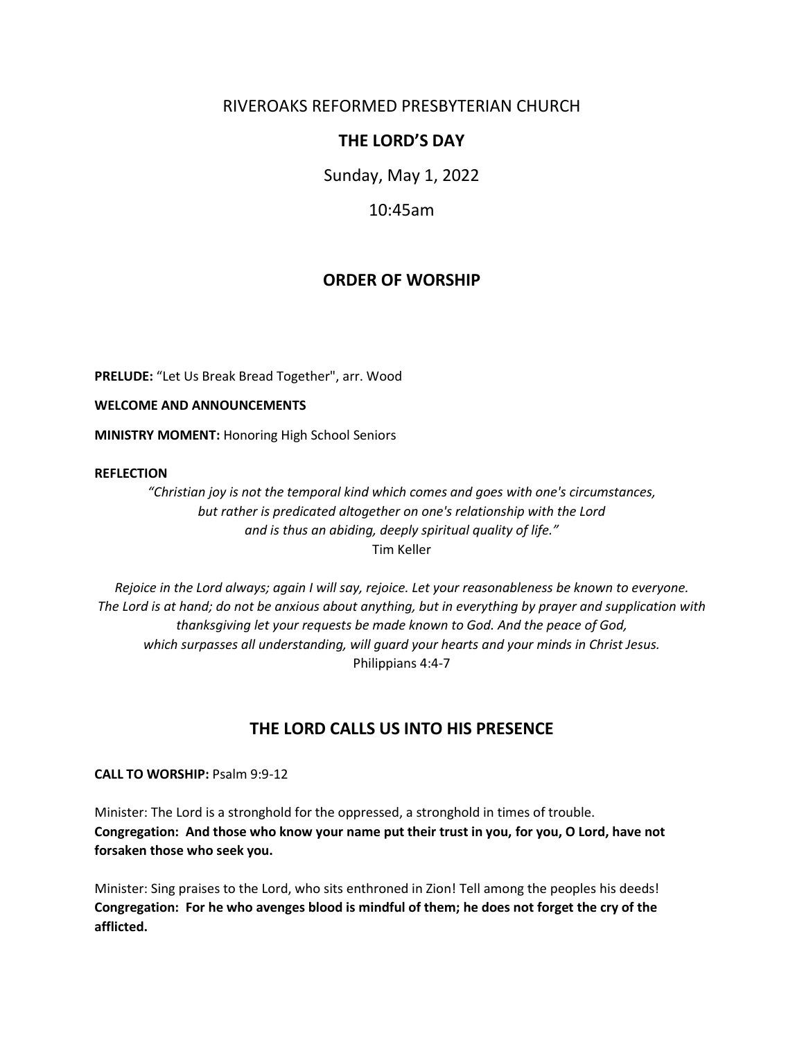# RIVEROAKS REFORMED PRESBYTERIAN CHURCH

## THE LORD'S DAY

Sunday, May 1, 2022

10:45am

## ORDER OF WORSHIP

**PRELUDE:** "Let Us Break Bread Together", arr. Wood

**WELCOME AND ANNOUNCEMENTS**

**MINISTRY MOMENT:** Honoring High School Seniors

**REFLECTION**

*"Christian joy is not the temporal kind which comes and goes with one's circumstances, but rather is predicated altogether on one's relationship with the Lord and is thus an abiding, deeply spiritual quality of life."*
Tim Keller

*Rejoice in the Lord always; again I will say, rejoice. Let your reasonableness be known to everyone. The Lord is at hand; do not be anxious about anything, but in everything by prayer and supplication with thanksgiving let your requests be made known to God. And the peace of God, which surpasses all understanding, will guard your hearts and your minds in Christ Jesus.*
Philippians 4:4-7

## THE LORD CALLS US INTO HIS PRESENCE

**CALL TO WORSHIP:** Psalm 9:9-12

Minister: The Lord is a stronghold for the oppressed, a stronghold in times of trouble.
**Congregation: And those who know your name put their trust in you, for you, O Lord, have not forsaken those who seek you.**

Minister: Sing praises to the Lord, who sits enthroned in Zion! Tell among the peoples his deeds!
**Congregation: For he who avenges blood is mindful of them; he does not forget the cry of the afflicted.**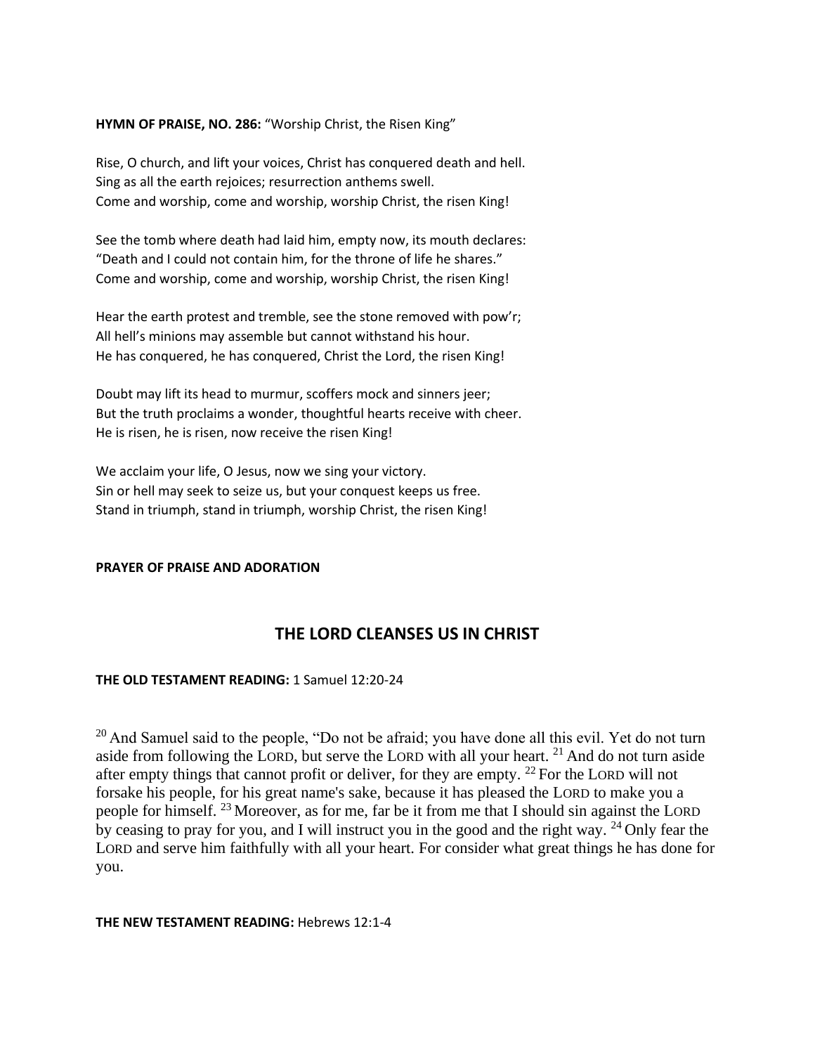**HYMN OF PRAISE, NO. 286:** "Worship Christ, the Risen King"

Rise, O church, and lift your voices, Christ has conquered death and hell.
Sing as all the earth rejoices; resurrection anthems swell.
Come and worship, come and worship, worship Christ, the risen King!

See the tomb where death had laid him, empty now, its mouth declares:
"Death and I could not contain him, for the throne of life he shares."
Come and worship, come and worship, worship Christ, the risen King!

Hear the earth protest and tremble, see the stone removed with pow'r;
All hell's minions may assemble but cannot withstand his hour.
He has conquered, he has conquered, Christ the Lord, the risen King!

Doubt may lift its head to murmur, scoffers mock and sinners jeer;
But the truth proclaims a wonder, thoughtful hearts receive with cheer.
He is risen, he is risen, now receive the risen King!

We acclaim your life, O Jesus, now we sing your victory.
Sin or hell may seek to seize us, but your conquest keeps us free.
Stand in triumph, stand in triumph, worship Christ, the risen King!

**PRAYER OF PRAISE AND ADORATION**

## THE LORD CLEANSES US IN CHRIST

**THE OLD TESTAMENT READING:** 1 Samuel 12:20-24

[20] And Samuel said to the people, "Do not be afraid; you have done all this evil. Yet do not turn aside from following the LORD, but serve the LORD with all your heart. [21] And do not turn aside after empty things that cannot profit or deliver, for they are empty. [22] For the LORD will not forsake his people, for his great name's sake, because it has pleased the LORD to make you a people for himself. [23] Moreover, as for me, far be it from me that I should sin against the LORD by ceasing to pray for you, and I will instruct you in the good and the right way. [24] Only fear the LORD and serve him faithfully with all your heart. For consider what great things he has done for you.

**THE NEW TESTAMENT READING:** Hebrews 12:1-4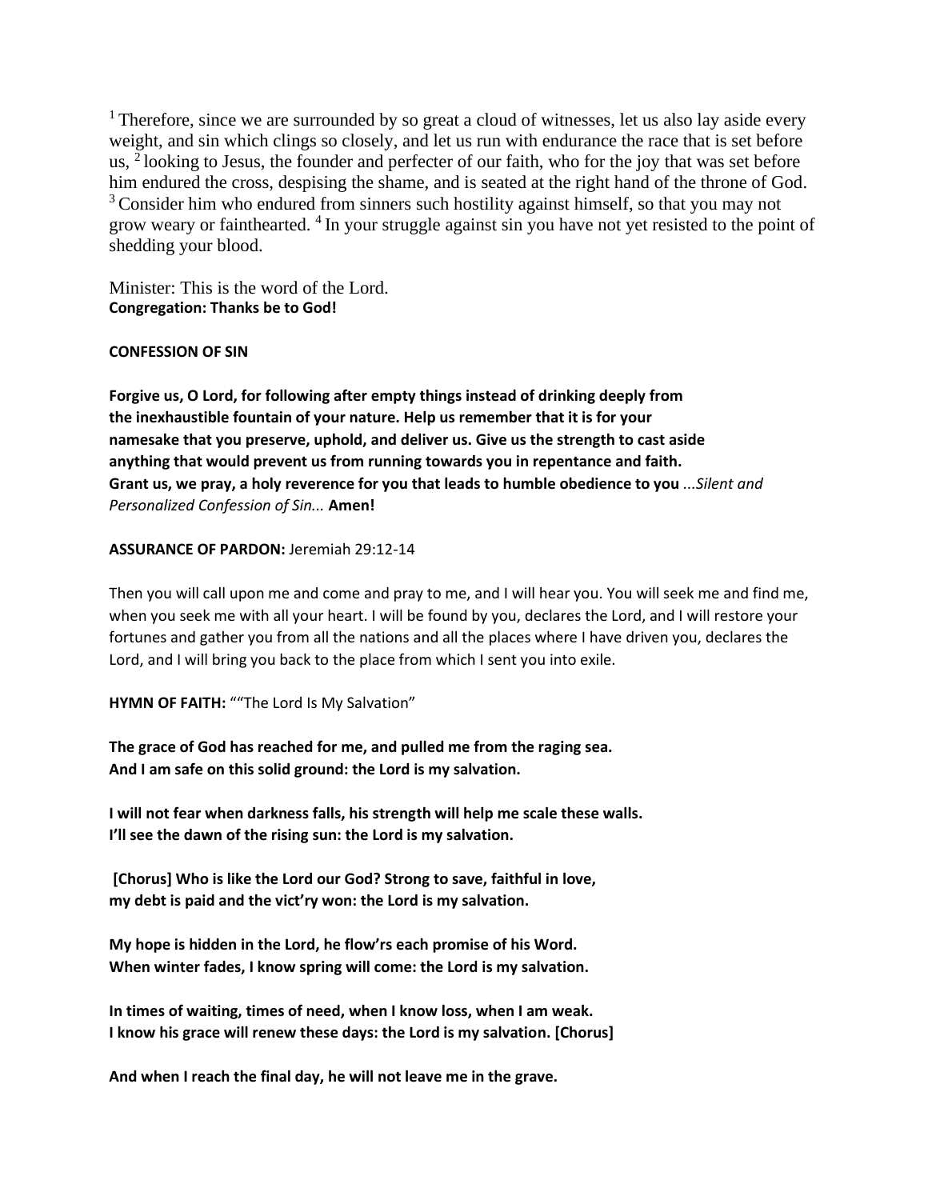[1] Therefore, since we are surrounded by so great a cloud of witnesses, let us also lay aside every weight, and sin which clings so closely, and let us run with endurance the race that is set before us, [2] looking to Jesus, the founder and perfecter of our faith, who for the joy that was set before him endured the cross, despising the shame, and is seated at the right hand of the throne of God. [3] Consider him who endured from sinners such hostility against himself, so that you may not grow weary or fainthearted. [4] In your struggle against sin you have not yet resisted to the point of shedding your blood.

Minister: This is the word of the Lord.
**Congregation: Thanks be to God!**

**CONFESSION OF SIN**

**Forgive us, O Lord, for following after empty things instead of drinking deeply from the inexhaustible fountain of your nature. Help us remember that it is for your namesake that you preserve, uphold, and deliver us. Give us the strength to cast aside anything that would prevent us from running towards you in repentance and faith. Grant us, we pray, a holy reverence for you that leads to humble obedience to you** *...Silent and Personalized Confession of Sin...* **Amen!**

**ASSURANCE OF PARDON:** Jeremiah 29:12-14

Then you will call upon me and come and pray to me, and I will hear you. You will seek me and find me, when you seek me with all your heart. I will be found by you, declares the Lord, and I will restore your fortunes and gather you from all the nations and all the places where I have driven you, declares the Lord, and I will bring you back to the place from which I sent you into exile.

**HYMN OF FAITH:** ""The Lord Is My Salvation"

**The grace of God has reached for me, and pulled me from the raging sea.**
**And I am safe on this solid ground: the Lord is my salvation.**

**I will not fear when darkness falls, his strength will help me scale these walls.**
**I'll see the dawn of the rising sun: the Lord is my salvation.**

**[Chorus] Who is like the Lord our God? Strong to save, faithful in love,**
**my debt is paid and the vict'ry won: the Lord is my salvation.**

**My hope is hidden in the Lord, he flow'rs each promise of his Word.**
**When winter fades, I know spring will come: the Lord is my salvation.**

**In times of waiting, times of need, when I know loss, when I am weak.**
**I know his grace will renew these days: the Lord is my salvation. [Chorus]**

**And when I reach the final day, he will not leave me in the grave.**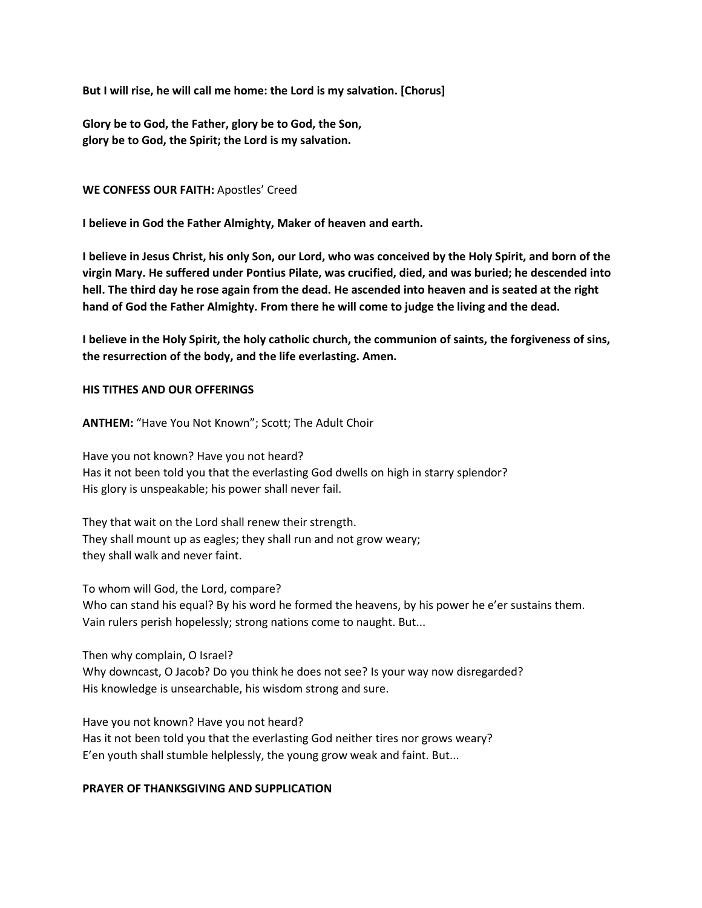**But I will rise, he will call me home: the Lord is my salvation. [Chorus]**

**Glory be to God, the Father, glory be to God, the Son,**
**glory be to God, the Spirit; the Lord is my salvation.**

**WE CONFESS OUR FAITH:** Apostles' Creed

**I believe in God the Father Almighty, Maker of heaven and earth.**

**I believe in Jesus Christ, his only Son, our Lord, who was conceived by the Holy Spirit, and born of the virgin Mary. He suffered under Pontius Pilate, was crucified, died, and was buried; he descended into hell. The third day he rose again from the dead. He ascended into heaven and is seated at the right hand of God the Father Almighty. From there he will come to judge the living and the dead.**

**I believe in the Holy Spirit, the holy catholic church, the communion of saints, the forgiveness of sins, the resurrection of the body, and the life everlasting. Amen.**

**HIS TITHES AND OUR OFFERINGS**

**ANTHEM:** "Have You Not Known"; Scott; The Adult Choir

Have you not known? Have you not heard?
Has it not been told you that the everlasting God dwells on high in starry splendor?
His glory is unspeakable; his power shall never fail.

They that wait on the Lord shall renew their strength.
They shall mount up as eagles; they shall run and not grow weary;
they shall walk and never faint.

To whom will God, the Lord, compare?
Who can stand his equal? By his word he formed the heavens, by his power he e'er sustains them.
Vain rulers perish hopelessly; strong nations come to naught. But...

Then why complain, O Israel?
Why downcast, O Jacob? Do you think he does not see? Is your way now disregarded?
His knowledge is unsearchable, his wisdom strong and sure.

Have you not known? Have you not heard?
Has it not been told you that the everlasting God neither tires nor grows weary?
E'en youth shall stumble helplessly, the young grow weak and faint. But...

**PRAYER OF THANKSGIVING AND SUPPLICATION**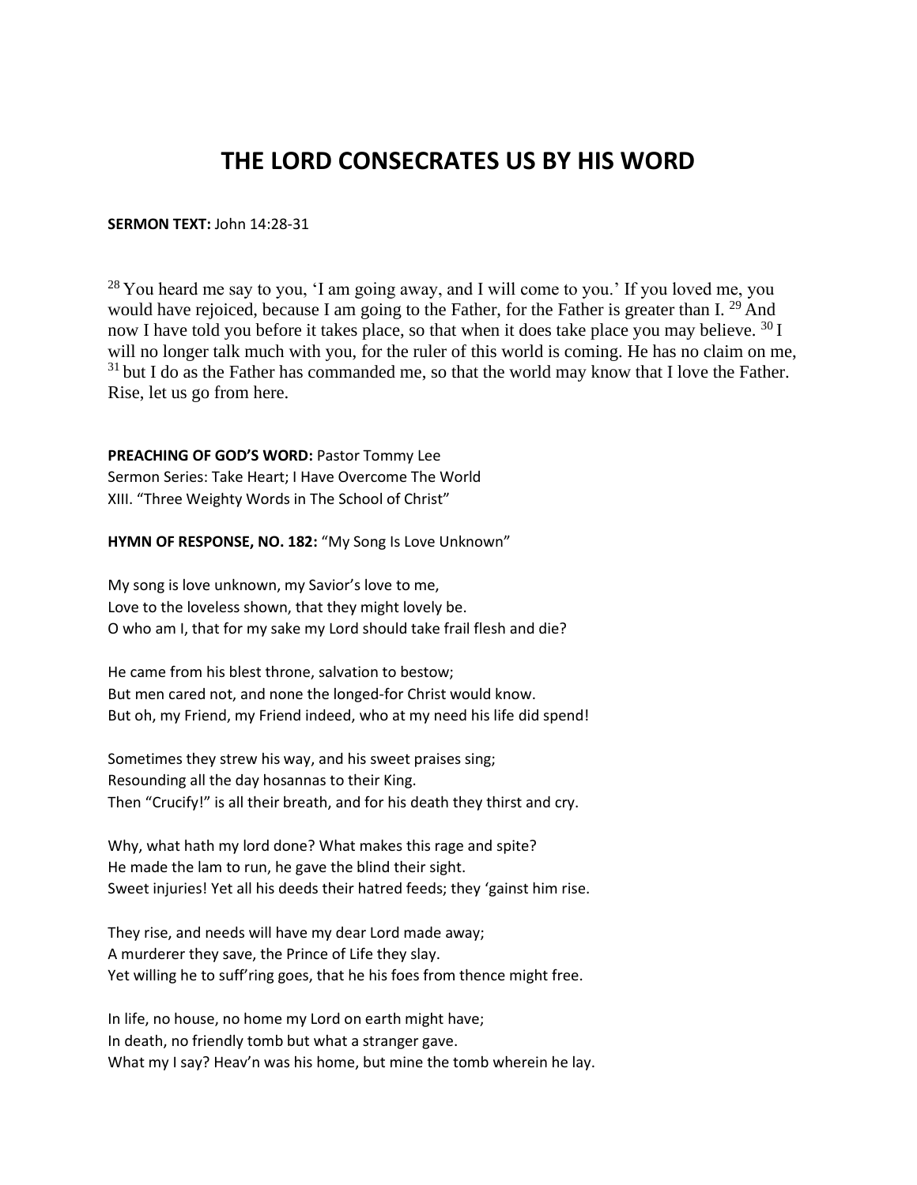# THE LORD CONSECRATES US BY HIS WORD

**SERMON TEXT:** John 14:28-31

[28] You heard me say to you, 'I am going away, and I will come to you.' If you loved me, you would have rejoiced, because I am going to the Father, for the Father is greater than I. [29] And now I have told you before it takes place, so that when it does take place you may believe. [30] I will no longer talk much with you, for the ruler of this world is coming. He has no claim on me, [31] but I do as the Father has commanded me, so that the world may know that I love the Father. Rise, let us go from here.

**PREACHING OF GOD'S WORD:** Pastor Tommy Lee
Sermon Series: Take Heart; I Have Overcome The World
XIII. "Three Weighty Words in The School of Christ"

**HYMN OF RESPONSE, NO. 182:** "My Song Is Love Unknown"

My song is love unknown, my Savior's love to me,
Love to the loveless shown, that they might lovely be.
O who am I, that for my sake my Lord should take frail flesh and die?

He came from his blest throne, salvation to bestow;
But men cared not, and none the longed-for Christ would know.
But oh, my Friend, my Friend indeed, who at my need his life did spend!

Sometimes they strew his way, and his sweet praises sing;
Resounding all the day hosannas to their King.
Then "Crucify!" is all their breath, and for his death they thirst and cry.

Why, what hath my lord done? What makes this rage and spite?
He made the lam to run, he gave the blind their sight.
Sweet injuries! Yet all his deeds their hatred feeds; they 'gainst him rise.

They rise, and needs will have my dear Lord made away;
A murderer they save, the Prince of Life they slay.
Yet willing he to suff'ring goes, that he his foes from thence might free.

In life, no house, no home my Lord on earth might have;
In death, no friendly tomb but what a stranger gave.
What my I say? Heav'n was his home, but mine the tomb wherein he lay.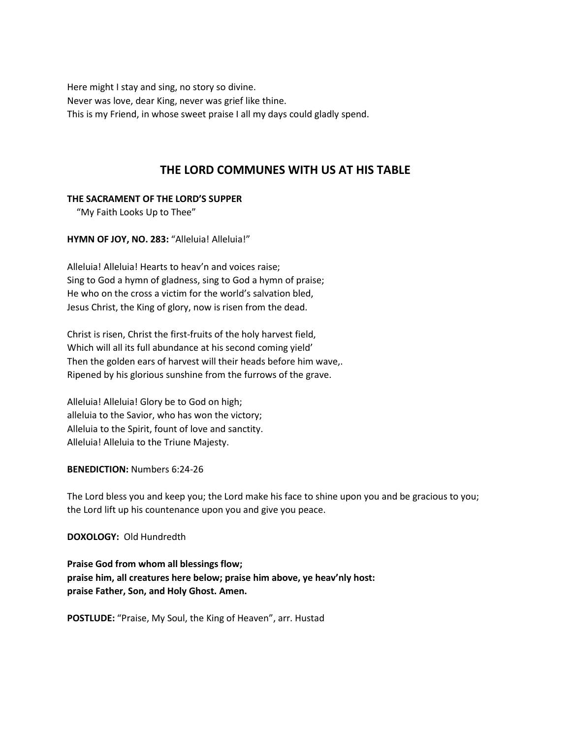Here might I stay and sing, no story so divine.
Never was love, dear King, never was grief like thine.
This is my Friend, in whose sweet praise I all my days could gladly spend.

## THE LORD COMMUNES WITH US AT HIS TABLE

**THE SACRAMENT OF THE LORD'S SUPPER**
"My Faith Looks Up to Thee"

**HYMN OF JOY, NO. 283:** "Alleluia! Alleluia!"

Alleluia! Alleluia! Hearts to heav'n and voices raise;
Sing to God a hymn of gladness, sing to God a hymn of praise;
He who on the cross a victim for the world's salvation bled,
Jesus Christ, the King of glory, now is risen from the dead.

Christ is risen, Christ the first-fruits of the holy harvest field,
Which will all its full abundance at his second coming yield'
Then the golden ears of harvest will their heads before him wave,.
Ripened by his glorious sunshine from the furrows of the grave.

Alleluia! Alleluia! Glory be to God on high;
alleluia to the Savior, who has won the victory;
Alleluia to the Spirit, fount of love and sanctity.
Alleluia! Alleluia to the Triune Majesty.

**BENEDICTION:** Numbers 6:24-26

The Lord bless you and keep you; the Lord make his face to shine upon you and be gracious to you; the Lord lift up his countenance upon you and give you peace.

**DOXOLOGY:** Old Hundredth

**Praise God from whom all blessings flow;**
**praise him, all creatures here below; praise him above, ye heav'nly host:**
**praise Father, Son, and Holy Ghost. Amen.**

**POSTLUDE:** "Praise, My Soul, the King of Heaven", arr. Hustad